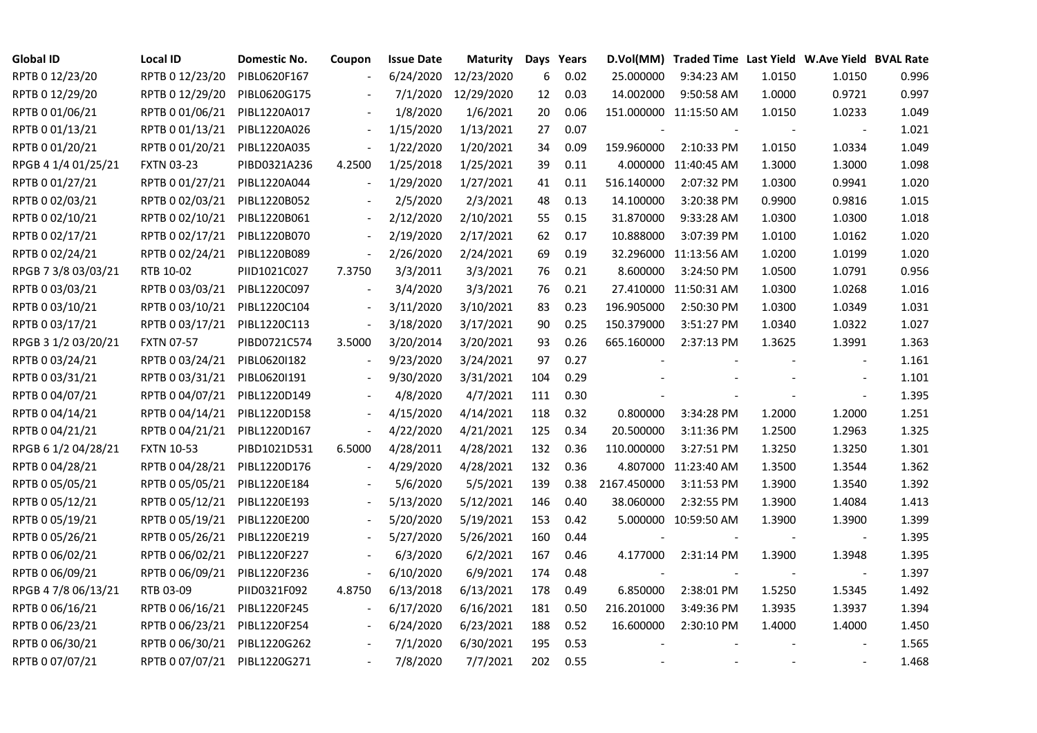| Global ID | Local ID | Domestic No. | Coupon | Issue Date | Maturity | Days | Years | D.Vol(MM) | Traded Time | Last Yield | W.Ave Yield | BVAL Rate |
|---|---|---|---|---|---|---|---|---|---|---|---|---|
| RPTB 0 12/23/20 | RPTB 0 12/23/20 | PIBL0620F167 | - | 6/24/2020 | 12/23/2020 | 6 | 0.02 | 25.000000 | 9:34:23 AM | 1.0150 | 1.0150 | 0.996 |
| RPTB 0 12/29/20 | RPTB 0 12/29/20 | PIBL0620G175 | - | 7/1/2020 | 12/29/2020 | 12 | 0.03 | 14.002000 | 9:50:58 AM | 1.0000 | 0.9721 | 0.997 |
| RPTB 0 01/06/21 | RPTB 0 01/06/21 | PIBL1220A017 | - | 1/8/2020 | 1/6/2021 | 20 | 0.06 | 151.000000 | 11:15:50 AM | 1.0150 | 1.0233 | 1.049 |
| RPTB 0 01/13/21 | RPTB 0 01/13/21 | PIBL1220A026 | - | 1/15/2020 | 1/13/2021 | 27 | 0.07 | - | - | - | - | 1.021 |
| RPTB 0 01/20/21 | RPTB 0 01/20/21 | PIBL1220A035 | - | 1/22/2020 | 1/20/2021 | 34 | 0.09 | 159.960000 | 2:10:33 PM | 1.0150 | 1.0334 | 1.049 |
| RPGB 4 1/4 01/25/21 | FXTN 03-23 | PIBD0321A236 | 4.2500 | 1/25/2018 | 1/25/2021 | 39 | 0.11 | 4.000000 | 11:40:45 AM | 1.3000 | 1.3000 | 1.098 |
| RPTB 0 01/27/21 | RPTB 0 01/27/21 | PIBL1220A044 | - | 1/29/2020 | 1/27/2021 | 41 | 0.11 | 516.140000 | 2:07:32 PM | 1.0300 | 0.9941 | 1.020 |
| RPTB 0 02/03/21 | RPTB 0 02/03/21 | PIBL1220B052 | - | 2/5/2020 | 2/3/2021 | 48 | 0.13 | 14.100000 | 3:20:38 PM | 0.9900 | 0.9816 | 1.015 |
| RPTB 0 02/10/21 | RPTB 0 02/10/21 | PIBL1220B061 | - | 2/12/2020 | 2/10/2021 | 55 | 0.15 | 31.870000 | 9:33:28 AM | 1.0300 | 1.0300 | 1.018 |
| RPTB 0 02/17/21 | RPTB 0 02/17/21 | PIBL1220B070 | - | 2/19/2020 | 2/17/2021 | 62 | 0.17 | 10.888000 | 3:07:39 PM | 1.0100 | 1.0162 | 1.020 |
| RPTB 0 02/24/21 | RPTB 0 02/24/21 | PIBL1220B089 | - | 2/26/2020 | 2/24/2021 | 69 | 0.19 | 32.296000 | 11:13:56 AM | 1.0200 | 1.0199 | 1.020 |
| RPGB 7 3/8 03/03/21 | RTB 10-02 | PIID1021C027 | 7.3750 | 3/3/2011 | 3/3/2021 | 76 | 0.21 | 8.600000 | 3:24:50 PM | 1.0500 | 1.0791 | 0.956 |
| RPTB 0 03/03/21 | RPTB 0 03/03/21 | PIBL1220C097 | - | 3/4/2020 | 3/3/2021 | 76 | 0.21 | 27.410000 | 11:50:31 AM | 1.0300 | 1.0268 | 1.016 |
| RPTB 0 03/10/21 | RPTB 0 03/10/21 | PIBL1220C104 | - | 3/11/2020 | 3/10/2021 | 83 | 0.23 | 196.905000 | 2:50:30 PM | 1.0300 | 1.0349 | 1.031 |
| RPTB 0 03/17/21 | RPTB 0 03/17/21 | PIBL1220C113 | - | 3/18/2020 | 3/17/2021 | 90 | 0.25 | 150.379000 | 3:51:27 PM | 1.0340 | 1.0322 | 1.027 |
| RPGB 3 1/2 03/20/21 | FXTN 07-57 | PIBD0721C574 | 3.5000 | 3/20/2014 | 3/20/2021 | 93 | 0.26 | 665.160000 | 2:37:13 PM | 1.3625 | 1.3991 | 1.363 |
| RPTB 0 03/24/21 | RPTB 0 03/24/21 | PIBL0620I182 | - | 9/23/2020 | 3/24/2021 | 97 | 0.27 | - | - | - | - | 1.161 |
| RPTB 0 03/31/21 | RPTB 0 03/31/21 | PIBL0620I191 | - | 9/30/2020 | 3/31/2021 | 104 | 0.29 | - | - | - | - | 1.101 |
| RPTB 0 04/07/21 | RPTB 0 04/07/21 | PIBL1220D149 | - | 4/8/2020 | 4/7/2021 | 111 | 0.30 | - | - | - | - | 1.395 |
| RPTB 0 04/14/21 | RPTB 0 04/14/21 | PIBL1220D158 | - | 4/15/2020 | 4/14/2021 | 118 | 0.32 | 0.800000 | 3:34:28 PM | 1.2000 | 1.2000 | 1.251 |
| RPTB 0 04/21/21 | RPTB 0 04/21/21 | PIBL1220D167 | - | 4/22/2020 | 4/21/2021 | 125 | 0.34 | 20.500000 | 3:11:36 PM | 1.2500 | 1.2963 | 1.325 |
| RPGB 6 1/2 04/28/21 | FXTN 10-53 | PIBD1021D531 | 6.5000 | 4/28/2011 | 4/28/2021 | 132 | 0.36 | 110.000000 | 3:27:51 PM | 1.3250 | 1.3250 | 1.301 |
| RPTB 0 04/28/21 | RPTB 0 04/28/21 | PIBL1220D176 | - | 4/29/2020 | 4/28/2021 | 132 | 0.36 | 4.807000 | 11:23:40 AM | 1.3500 | 1.3544 | 1.362 |
| RPTB 0 05/05/21 | RPTB 0 05/05/21 | PIBL1220E184 | - | 5/6/2020 | 5/5/2021 | 139 | 0.38 | 2167.450000 | 3:11:53 PM | 1.3900 | 1.3540 | 1.392 |
| RPTB 0 05/12/21 | RPTB 0 05/12/21 | PIBL1220E193 | - | 5/13/2020 | 5/12/2021 | 146 | 0.40 | 38.060000 | 2:32:55 PM | 1.3900 | 1.4084 | 1.413 |
| RPTB 0 05/19/21 | RPTB 0 05/19/21 | PIBL1220E200 | - | 5/20/2020 | 5/19/2021 | 153 | 0.42 | 5.000000 | 10:59:50 AM | 1.3900 | 1.3900 | 1.399 |
| RPTB 0 05/26/21 | RPTB 0 05/26/21 | PIBL1220E219 | - | 5/27/2020 | 5/26/2021 | 160 | 0.44 | - | - | - | - | 1.395 |
| RPTB 0 06/02/21 | RPTB 0 06/02/21 | PIBL1220F227 | - | 6/3/2020 | 6/2/2021 | 167 | 0.46 | 4.177000 | 2:31:14 PM | 1.3900 | 1.3948 | 1.395 |
| RPTB 0 06/09/21 | RPTB 0 06/09/21 | PIBL1220F236 | - | 6/10/2020 | 6/9/2021 | 174 | 0.48 | - | - | - | - | 1.397 |
| RPGB 4 7/8 06/13/21 | RTB 03-09 | PIID0321F092 | 4.8750 | 6/13/2018 | 6/13/2021 | 178 | 0.49 | 6.850000 | 2:38:01 PM | 1.5250 | 1.5345 | 1.492 |
| RPTB 0 06/16/21 | RPTB 0 06/16/21 | PIBL1220F245 | - | 6/17/2020 | 6/16/2021 | 181 | 0.50 | 216.201000 | 3:49:36 PM | 1.3935 | 1.3937 | 1.394 |
| RPTB 0 06/23/21 | RPTB 0 06/23/21 | PIBL1220F254 | - | 6/24/2020 | 6/23/2021 | 188 | 0.52 | 16.600000 | 2:30:10 PM | 1.4000 | 1.4000 | 1.450 |
| RPTB 0 06/30/21 | RPTB 0 06/30/21 | PIBL1220G262 | - | 7/1/2020 | 6/30/2021 | 195 | 0.53 | - | - | - | - | 1.565 |
| RPTB 0 07/07/21 | RPTB 0 07/07/21 | PIBL1220G271 | - | 7/8/2020 | 7/7/2021 | 202 | 0.55 | - | - | - | - | 1.468 |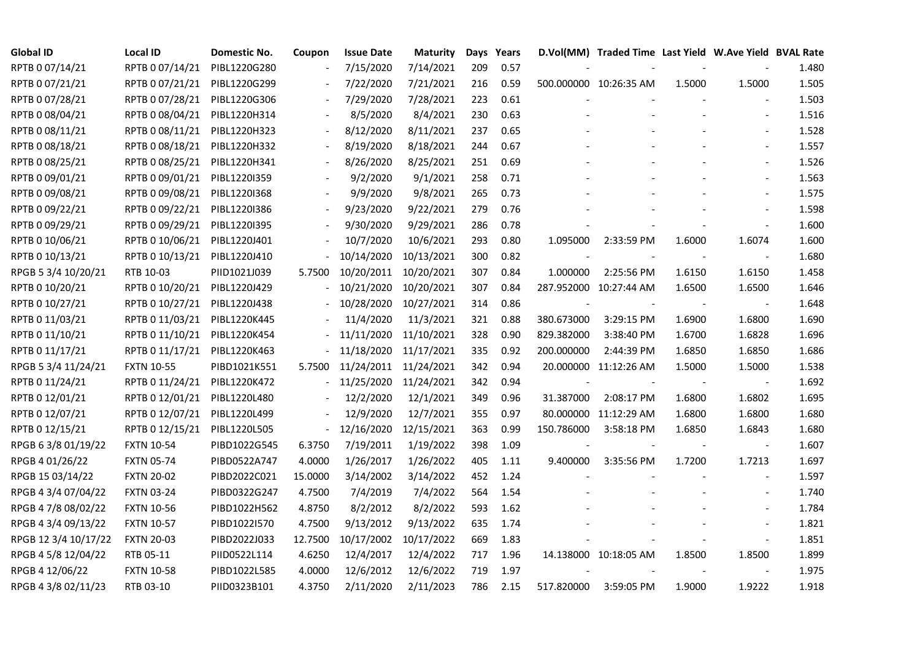| Global ID | Local ID | Domestic No. | Coupon | Issue Date | Maturity | Days | Years | D.Vol(MM) | Traded Time | Last Yield | W.Ave Yield | BVAL Rate |
|---|---|---|---|---|---|---|---|---|---|---|---|---|
| RPTB 0 07/14/21 | RPTB 0 07/14/21 | PIBL1220G280 | - | 7/15/2020 | 7/14/2021 | 209 | 0.57 | - | - | - | - | 1.480 |
| RPTB 0 07/21/21 | RPTB 0 07/21/21 | PIBL1220G299 | - | 7/22/2020 | 7/21/2021 | 216 | 0.59 | 500.000000 | 10:26:35 AM | 1.5000 | 1.5000 | 1.505 |
| RPTB 0 07/28/21 | RPTB 0 07/28/21 | PIBL1220G306 | - | 7/29/2020 | 7/28/2021 | 223 | 0.61 | - | - | - | - | 1.503 |
| RPTB 0 08/04/21 | RPTB 0 08/04/21 | PIBL1220H314 | - | 8/5/2020 | 8/4/2021 | 230 | 0.63 | - | - | - | - | 1.516 |
| RPTB 0 08/11/21 | RPTB 0 08/11/21 | PIBL1220H323 | - | 8/12/2020 | 8/11/2021 | 237 | 0.65 | - | - | - | - | 1.528 |
| RPTB 0 08/18/21 | RPTB 0 08/18/21 | PIBL1220H332 | - | 8/19/2020 | 8/18/2021 | 244 | 0.67 | - | - | - | - | 1.557 |
| RPTB 0 08/25/21 | RPTB 0 08/25/21 | PIBL1220H341 | - | 8/26/2020 | 8/25/2021 | 251 | 0.69 | - | - | - | - | 1.526 |
| RPTB 0 09/01/21 | RPTB 0 09/01/21 | PIBL1220I359 | - | 9/2/2020 | 9/1/2021 | 258 | 0.71 | - | - | - | - | 1.563 |
| RPTB 0 09/08/21 | RPTB 0 09/08/21 | PIBL1220I368 | - | 9/9/2020 | 9/8/2021 | 265 | 0.73 | - | - | - | - | 1.575 |
| RPTB 0 09/22/21 | RPTB 0 09/22/21 | PIBL1220I386 | - | 9/23/2020 | 9/22/2021 | 279 | 0.76 | - | - | - | - | 1.598 |
| RPTB 0 09/29/21 | RPTB 0 09/29/21 | PIBL1220I395 | - | 9/30/2020 | 9/29/2021 | 286 | 0.78 | - | - | - | - | 1.600 |
| RPTB 0 10/06/21 | RPTB 0 10/06/21 | PIBL1220J401 | - | 10/7/2020 | 10/6/2021 | 293 | 0.80 | 1.095000 | 2:33:59 PM | 1.6000 | 1.6074 | 1.600 |
| RPTB 0 10/13/21 | RPTB 0 10/13/21 | PIBL1220J410 | - | 10/14/2020 | 10/13/2021 | 300 | 0.82 | - | - | - | - | 1.680 |
| RPGB 5 3/4 10/20/21 | RTB 10-03 | PIID1021J039 | 5.7500 | 10/20/2011 | 10/20/2021 | 307 | 0.84 | 1.000000 | 2:25:56 PM | 1.6150 | 1.6150 | 1.458 |
| RPTB 0 10/20/21 | RPTB 0 10/20/21 | PIBL1220J429 | - | 10/21/2020 | 10/20/2021 | 307 | 0.84 | 287.952000 | 10:27:44 AM | 1.6500 | 1.6500 | 1.646 |
| RPTB 0 10/27/21 | RPTB 0 10/27/21 | PIBL1220J438 | - | 10/28/2020 | 10/27/2021 | 314 | 0.86 | - | - | - | - | 1.648 |
| RPTB 0 11/03/21 | RPTB 0 11/03/21 | PIBL1220K445 | - | 11/4/2020 | 11/3/2021 | 321 | 0.88 | 380.673000 | 3:29:15 PM | 1.6900 | 1.6800 | 1.690 |
| RPTB 0 11/10/21 | RPTB 0 11/10/21 | PIBL1220K454 | - | 11/11/2020 | 11/10/2021 | 328 | 0.90 | 829.382000 | 3:38:40 PM | 1.6700 | 1.6828 | 1.696 |
| RPTB 0 11/17/21 | RPTB 0 11/17/21 | PIBL1220K463 | - | 11/18/2020 | 11/17/2021 | 335 | 0.92 | 200.000000 | 2:44:39 PM | 1.6850 | 1.6850 | 1.686 |
| RPGB 5 3/4 11/24/21 | FXTN 10-55 | PIBD1021K551 | 5.7500 | 11/24/2011 | 11/24/2021 | 342 | 0.94 | 20.000000 | 11:12:26 AM | 1.5000 | 1.5000 | 1.538 |
| RPTB 0 11/24/21 | RPTB 0 11/24/21 | PIBL1220K472 | - | 11/25/2020 | 11/24/2021 | 342 | 0.94 | - | - | - | - | 1.692 |
| RPTB 0 12/01/21 | RPTB 0 12/01/21 | PIBL1220L480 | - | 12/2/2020 | 12/1/2021 | 349 | 0.96 | 31.387000 | 2:08:17 PM | 1.6800 | 1.6802 | 1.695 |
| RPTB 0 12/07/21 | RPTB 0 12/07/21 | PIBL1220L499 | - | 12/9/2020 | 12/7/2021 | 355 | 0.97 | 80.000000 | 11:12:29 AM | 1.6800 | 1.6800 | 1.680 |
| RPTB 0 12/15/21 | RPTB 0 12/15/21 | PIBL1220L505 | - | 12/16/2020 | 12/15/2021 | 363 | 0.99 | 150.786000 | 3:58:18 PM | 1.6850 | 1.6843 | 1.680 |
| RPGB 6 3/8 01/19/22 | FXTN 10-54 | PIBD1022G545 | 6.3750 | 7/19/2011 | 1/19/2022 | 398 | 1.09 | - | - | - | - | 1.607 |
| RPGB 4 01/26/22 | FXTN 05-74 | PIBD0522A747 | 4.0000 | 1/26/2017 | 1/26/2022 | 405 | 1.11 | 9.400000 | 3:35:56 PM | 1.7200 | 1.7213 | 1.697 |
| RPGB 15 03/14/22 | FXTN 20-02 | PIBD2022C021 | 15.0000 | 3/14/2002 | 3/14/2022 | 452 | 1.24 | - | - | - | - | 1.597 |
| RPGB 4 3/4 07/04/22 | FXTN 03-24 | PIBD0322G247 | 4.7500 | 7/4/2019 | 7/4/2022 | 564 | 1.54 | - | - | - | - | 1.740 |
| RPGB 4 7/8 08/02/22 | FXTN 10-56 | PIBD1022H562 | 4.8750 | 8/2/2012 | 8/2/2022 | 593 | 1.62 | - | - | - | - | 1.784 |
| RPGB 4 3/4 09/13/22 | FXTN 10-57 | PIBD1022I570 | 4.7500 | 9/13/2012 | 9/13/2022 | 635 | 1.74 | - | - | - | - | 1.821 |
| RPGB 12 3/4 10/17/22 | FXTN 20-03 | PIBD2022J033 | 12.7500 | 10/17/2002 | 10/17/2022 | 669 | 1.83 | - | - | - | - | 1.851 |
| RPGB 4 5/8 12/04/22 | RTB 05-11 | PIID0522L114 | 4.6250 | 12/4/2017 | 12/4/2022 | 717 | 1.96 | 14.138000 | 10:18:05 AM | 1.8500 | 1.8500 | 1.899 |
| RPGB 4 12/06/22 | FXTN 10-58 | PIBD1022L585 | 4.0000 | 12/6/2012 | 12/6/2022 | 719 | 1.97 | - | - | - | - | 1.975 |
| RPGB 4 3/8 02/11/23 | RTB 03-10 | PIID0323B101 | 4.3750 | 2/11/2020 | 2/11/2023 | 786 | 2.15 | 517.820000 | 3:59:05 PM | 1.9000 | 1.9222 | 1.918 |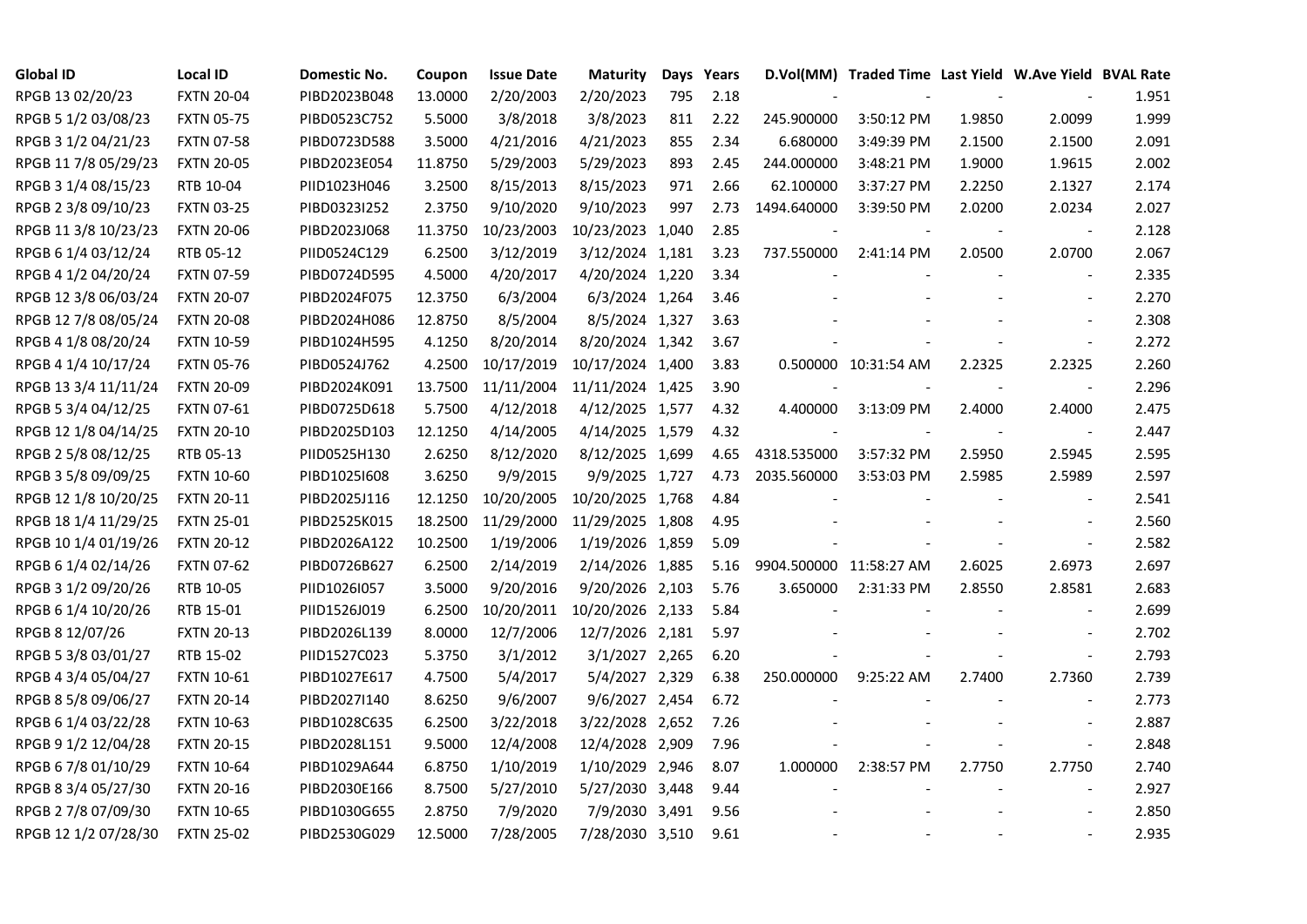| Global ID | Local ID | Domestic No. | Coupon | Issue Date | Maturity | Days | Years | D.Vol(MM) | Traded Time | Last Yield | W.Ave Yield | BVAL Rate |
|---|---|---|---|---|---|---|---|---|---|---|---|---|
| RPGB 13 02/20/23 | FXTN 20-04 | PIBD2023B048 | 13.0000 | 2/20/2003 | 2/20/2023 | 795 | 2.18 | - | - | - | - | 1.951 |
| RPGB 5 1/2 03/08/23 | FXTN 05-75 | PIBD0523C752 | 5.5000 | 3/8/2018 | 3/8/2023 | 811 | 2.22 | 245.900000 | 3:50:12 PM | 1.9850 | 2.0099 | 1.999 |
| RPGB 3 1/2 04/21/23 | FXTN 07-58 | PIBD0723D588 | 3.5000 | 4/21/2016 | 4/21/2023 | 855 | 2.34 | 6.680000 | 3:49:39 PM | 2.1500 | 2.1500 | 2.091 |
| RPGB 11 7/8 05/29/23 | FXTN 20-05 | PIBD2023E054 | 11.8750 | 5/29/2003 | 5/29/2023 | 893 | 2.45 | 244.000000 | 3:48:21 PM | 1.9000 | 1.9615 | 2.002 |
| RPGB 3 1/4 08/15/23 | RTB 10-04 | PIID1023H046 | 3.2500 | 8/15/2013 | 8/15/2023 | 971 | 2.66 | 62.100000 | 3:37:27 PM | 2.2250 | 2.1327 | 2.174 |
| RPGB 2 3/8 09/10/23 | FXTN 03-25 | PIBD0323I252 | 2.3750 | 9/10/2020 | 9/10/2023 | 997 | 2.73 | 1494.640000 | 3:39:50 PM | 2.0200 | 2.0234 | 2.027 |
| RPGB 11 3/8 10/23/23 | FXTN 20-06 | PIBD2023J068 | 11.3750 | 10/23/2003 | 10/23/2023 | 1,040 | 2.85 | - | - | - | - | 2.128 |
| RPGB 6 1/4 03/12/24 | RTB 05-12 | PIID0524C129 | 6.2500 | 3/12/2019 | 3/12/2024 | 1,181 | 3.23 | 737.550000 | 2:41:14 PM | 2.0500 | 2.0700 | 2.067 |
| RPGB 4 1/2 04/20/24 | FXTN 07-59 | PIBD0724D595 | 4.5000 | 4/20/2017 | 4/20/2024 | 1,220 | 3.34 | - | - | - | - | 2.335 |
| RPGB 12 3/8 06/03/24 | FXTN 20-07 | PIBD2024F075 | 12.3750 | 6/3/2004 | 6/3/2024 | 1,264 | 3.46 | - | - | - | - | 2.270 |
| RPGB 12 7/8 08/05/24 | FXTN 20-08 | PIBD2024H086 | 12.8750 | 8/5/2004 | 8/5/2024 | 1,327 | 3.63 | - | - | - | - | 2.308 |
| RPGB 4 1/8 08/20/24 | FXTN 10-59 | PIBD1024H595 | 4.1250 | 8/20/2014 | 8/20/2024 | 1,342 | 3.67 | - | - | - | - | 2.272 |
| RPGB 4 1/4 10/17/24 | FXTN 05-76 | PIBD0524J762 | 4.2500 | 10/17/2019 | 10/17/2024 | 1,400 | 3.83 | 0.500000 | 10:31:54 AM | 2.2325 | 2.2325 | 2.260 |
| RPGB 13 3/4 11/11/24 | FXTN 20-09 | PIBD2024K091 | 13.7500 | 11/11/2004 | 11/11/2024 | 1,425 | 3.90 | - | - | - | - | 2.296 |
| RPGB 5 3/4 04/12/25 | FXTN 07-61 | PIBD0725D618 | 5.7500 | 4/12/2018 | 4/12/2025 | 1,577 | 4.32 | 4.400000 | 3:13:09 PM | 2.4000 | 2.4000 | 2.475 |
| RPGB 12 1/8 04/14/25 | FXTN 20-10 | PIBD2025D103 | 12.1250 | 4/14/2005 | 4/14/2025 | 1,579 | 4.32 | - | - | - | - | 2.447 |
| RPGB 2 5/8 08/12/25 | RTB 05-13 | PIID0525H130 | 2.6250 | 8/12/2020 | 8/12/2025 | 1,699 | 4.65 | 4318.535000 | 3:57:32 PM | 2.5950 | 2.5945 | 2.595 |
| RPGB 3 5/8 09/09/25 | FXTN 10-60 | PIBD1025I608 | 3.6250 | 9/9/2015 | 9/9/2025 | 1,727 | 4.73 | 2035.560000 | 3:53:03 PM | 2.5985 | 2.5989 | 2.597 |
| RPGB 12 1/8 10/20/25 | FXTN 20-11 | PIBD2025J116 | 12.1250 | 10/20/2005 | 10/20/2025 | 1,768 | 4.84 | - | - | - | - | 2.541 |
| RPGB 18 1/4 11/29/25 | FXTN 25-01 | PIBD2525K015 | 18.2500 | 11/29/2000 | 11/29/2025 | 1,808 | 4.95 | - | - | - | - | 2.560 |
| RPGB 10 1/4 01/19/26 | FXTN 20-12 | PIBD2026A122 | 10.2500 | 1/19/2006 | 1/19/2026 | 1,859 | 5.09 | - | - | - | - | 2.582 |
| RPGB 6 1/4 02/14/26 | FXTN 07-62 | PIBD0726B627 | 6.2500 | 2/14/2019 | 2/14/2026 | 1,885 | 5.16 | 9904.500000 | 11:58:27 AM | 2.6025 | 2.6973 | 2.697 |
| RPGB 3 1/2 09/20/26 | RTB 10-05 | PIID1026I057 | 3.5000 | 9/20/2016 | 9/20/2026 | 2,103 | 5.76 | 3.650000 | 2:31:33 PM | 2.8550 | 2.8581 | 2.683 |
| RPGB 6 1/4 10/20/26 | RTB 15-01 | PIID1526J019 | 6.2500 | 10/20/2011 | 10/20/2026 | 2,133 | 5.84 | - | - | - | - | 2.699 |
| RPGB 8 12/07/26 | FXTN 20-13 | PIBD2026L139 | 8.0000 | 12/7/2006 | 12/7/2026 | 2,181 | 5.97 | - | - | - | - | 2.702 |
| RPGB 5 3/8 03/01/27 | RTB 15-02 | PIID1527C023 | 5.3750 | 3/1/2012 | 3/1/2027 | 2,265 | 6.20 | - | - | - | - | 2.793 |
| RPGB 4 3/4 05/04/27 | FXTN 10-61 | PIBD1027E617 | 4.7500 | 5/4/2017 | 5/4/2027 | 2,329 | 6.38 | 250.000000 | 9:25:22 AM | 2.7400 | 2.7360 | 2.739 |
| RPGB 8 5/8 09/06/27 | FXTN 20-14 | PIBD2027I140 | 8.6250 | 9/6/2007 | 9/6/2027 | 2,454 | 6.72 | - | - | - | - | 2.773 |
| RPGB 6 1/4 03/22/28 | FXTN 10-63 | PIBD1028C635 | 6.2500 | 3/22/2018 | 3/22/2028 | 2,652 | 7.26 | - | - | - | - | 2.887 |
| RPGB 9 1/2 12/04/28 | FXTN 20-15 | PIBD2028L151 | 9.5000 | 12/4/2008 | 12/4/2028 | 2,909 | 7.96 | - | - | - | - | 2.848 |
| RPGB 6 7/8 01/10/29 | FXTN 10-64 | PIBD1029A644 | 6.8750 | 1/10/2019 | 1/10/2029 | 2,946 | 8.07 | 1.000000 | 2:38:57 PM | 2.7750 | 2.7750 | 2.740 |
| RPGB 8 3/4 05/27/30 | FXTN 20-16 | PIBD2030E166 | 8.7500 | 5/27/2010 | 5/27/2030 | 3,448 | 9.44 | - | - | - | - | 2.927 |
| RPGB 2 7/8 07/09/30 | FXTN 10-65 | PIBD1030G655 | 2.8750 | 7/9/2020 | 7/9/2030 | 3,491 | 9.56 | - | - | - | - | 2.850 |
| RPGB 12 1/2 07/28/30 | FXTN 25-02 | PIBD2530G029 | 12.5000 | 7/28/2005 | 7/28/2030 | 3,510 | 9.61 | - | - | - | - | 2.935 |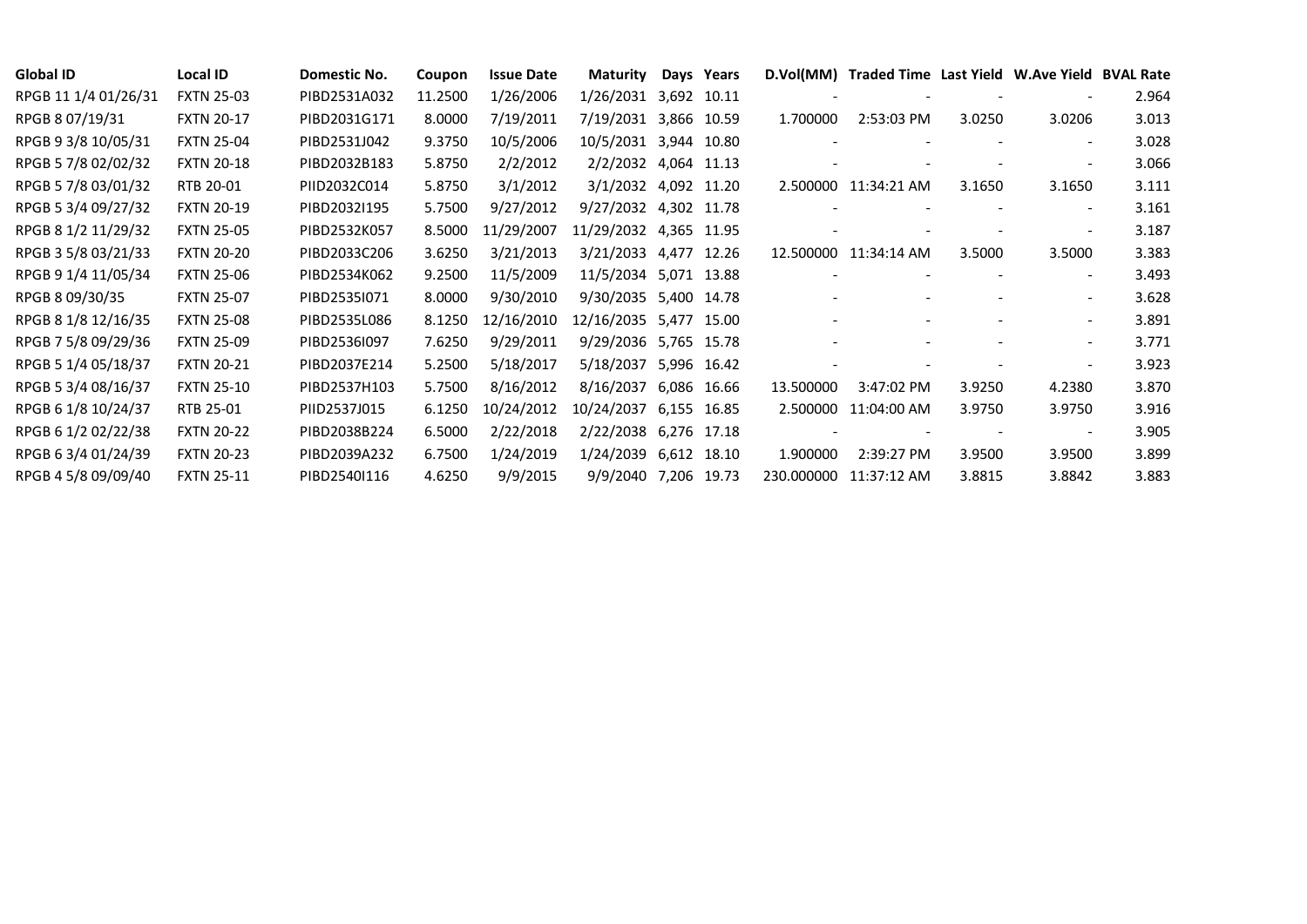| Global ID | Local ID | Domestic No. | Coupon | Issue Date | Maturity | Days | Years | D.Vol(MM) | Traded Time | Last Yield | W.Ave Yield | BVAL Rate |
|---|---|---|---|---|---|---|---|---|---|---|---|---|
| RPGB 11 1/4 01/26/31 | FXTN 25-03 | PIBD2531A032 | 11.2500 | 1/26/2006 | 1/26/2031 | 3,692 | 10.11 | - | - | - | - | 2.964 |
| RPGB 8 07/19/31 | FXTN 20-17 | PIBD2031G171 | 8.0000 | 7/19/2011 | 7/19/2031 | 3,866 | 10.59 | 1.700000 | 2:53:03 PM | 3.0250 | 3.0206 | 3.013 |
| RPGB 9 3/8 10/05/31 | FXTN 25-04 | PIBD2531J042 | 9.3750 | 10/5/2006 | 10/5/2031 | 3,944 | 10.80 | - | - | - | - | 3.028 |
| RPGB 5 7/8 02/02/32 | FXTN 20-18 | PIBD2032B183 | 5.8750 | 2/2/2012 | 2/2/2032 | 4,064 | 11.13 | - | - | - | - | 3.066 |
| RPGB 5 7/8 03/01/32 | RTB 20-01 | PIID2032C014 | 5.8750 | 3/1/2012 | 3/1/2032 | 4,092 | 11.20 | 2.500000 | 11:34:21 AM | 3.1650 | 3.1650 | 3.111 |
| RPGB 5 3/4 09/27/32 | FXTN 20-19 | PIBD2032I195 | 5.7500 | 9/27/2012 | 9/27/2032 | 4,302 | 11.78 | - | - | - | - | 3.161 |
| RPGB 8 1/2 11/29/32 | FXTN 25-05 | PIBD2532K057 | 8.5000 | 11/29/2007 | 11/29/2032 | 4,365 | 11.95 | - | - | - | - | 3.187 |
| RPGB 3 5/8 03/21/33 | FXTN 20-20 | PIBD2033C206 | 3.6250 | 3/21/2013 | 3/21/2033 | 4,477 | 12.26 | 12.500000 | 11:34:14 AM | 3.5000 | 3.5000 | 3.383 |
| RPGB 9 1/4 11/05/34 | FXTN 25-06 | PIBD2534K062 | 9.2500 | 11/5/2009 | 11/5/2034 | 5,071 | 13.88 | - | - | - | - | 3.493 |
| RPGB 8 09/30/35 | FXTN 25-07 | PIBD2535I071 | 8.0000 | 9/30/2010 | 9/30/2035 | 5,400 | 14.78 | - | - | - | - | 3.628 |
| RPGB 8 1/8 12/16/35 | FXTN 25-08 | PIBD2535L086 | 8.1250 | 12/16/2010 | 12/16/2035 | 5,477 | 15.00 | - | - | - | - | 3.891 |
| RPGB 7 5/8 09/29/36 | FXTN 25-09 | PIBD2536I097 | 7.6250 | 9/29/2011 | 9/29/2036 | 5,765 | 15.78 | - | - | - | - | 3.771 |
| RPGB 5 1/4 05/18/37 | FXTN 20-21 | PIBD2037E214 | 5.2500 | 5/18/2017 | 5/18/2037 | 5,996 | 16.42 | - | - | - | - | 3.923 |
| RPGB 5 3/4 08/16/37 | FXTN 25-10 | PIBD2537H103 | 5.7500 | 8/16/2012 | 8/16/2037 | 6,086 | 16.66 | 13.500000 | 3:47:02 PM | 3.9250 | 4.2380 | 3.870 |
| RPGB 6 1/8 10/24/37 | RTB 25-01 | PIID2537J015 | 6.1250 | 10/24/2012 | 10/24/2037 | 6,155 | 16.85 | 2.500000 | 11:04:00 AM | 3.9750 | 3.9750 | 3.916 |
| RPGB 6 1/2 02/22/38 | FXTN 20-22 | PIBD2038B224 | 6.5000 | 2/22/2018 | 2/22/2038 | 6,276 | 17.18 | - | - | - | - | 3.905 |
| RPGB 6 3/4 01/24/39 | FXTN 20-23 | PIBD2039A232 | 6.7500 | 1/24/2019 | 1/24/2039 | 6,612 | 18.10 | 1.900000 | 2:39:27 PM | 3.9500 | 3.9500 | 3.899 |
| RPGB 4 5/8 09/09/40 | FXTN 25-11 | PIBD2540I116 | 4.6250 | 9/9/2015 | 9/9/2040 | 7,206 | 19.73 | 230.000000 | 11:37:12 AM | 3.8815 | 3.8842 | 3.883 |